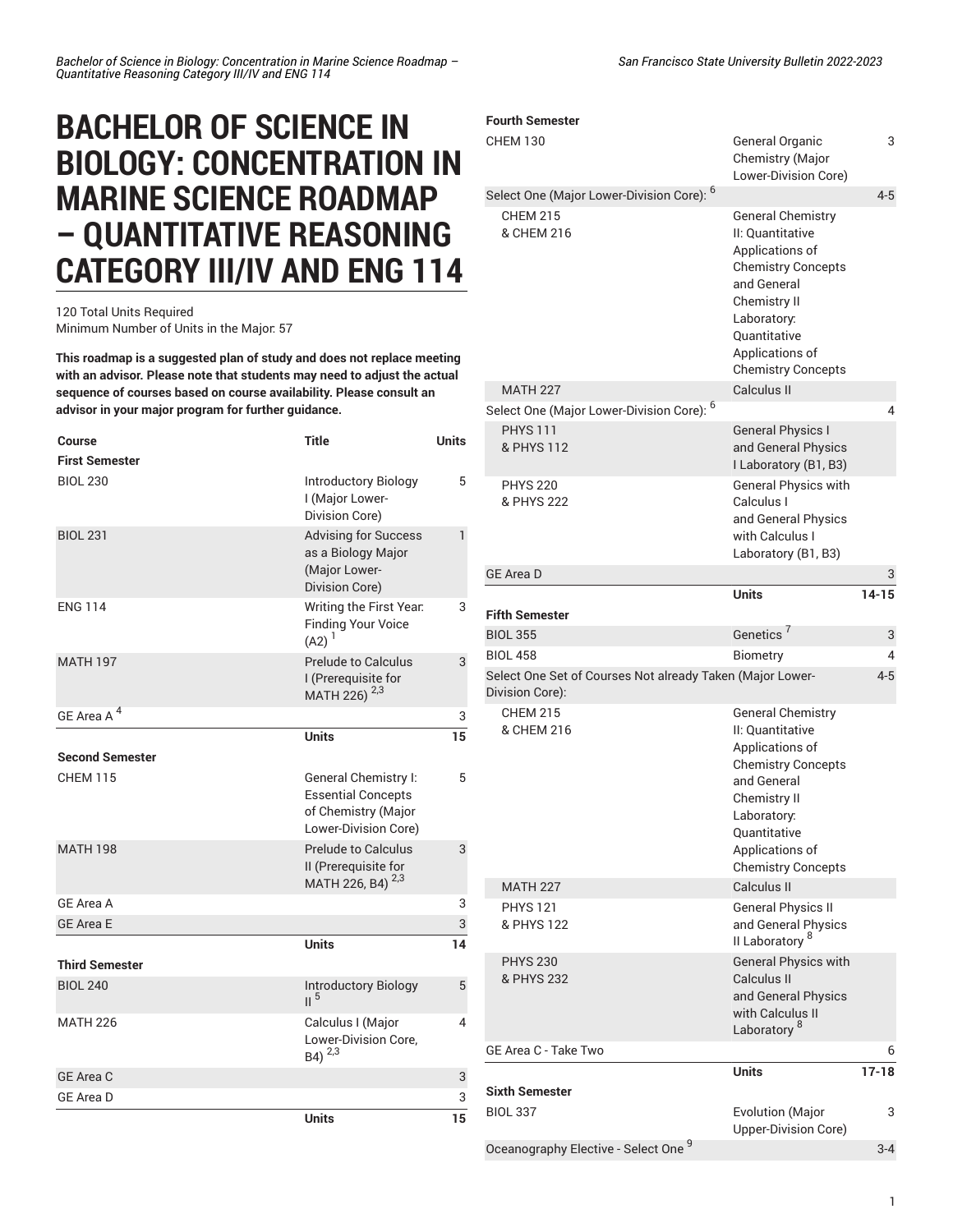# BACHELOR OF SCIENCE IN BIOLOGY: CONCENTRATION IN MARINE SCIENCE ROADMAP – QUANTITATIVE REASONING CATEGORY III/IV AND ENG 114

120 Total Units Required
Minimum Number of Units in the Major: 57

**This roadmap is a suggested plan of study and does not replace meeting with an advisor. Please note that students may need to adjust the actual sequence of courses based on course availability. Please consult an advisor in your major program for further guidance.**

| Course | Title | Units |
|---|---|---|
| **First Semester** | | |
| BIOL 230 | Introductory Biology I (Major Lower-Division Core) | 5 |
| BIOL 231 | Advising for Success as a Biology Major (Major Lower-Division Core) | 1 |
| ENG 114 | Writing the First Year: Finding Your Voice (A2) [1] | 3 |
| MATH 197 | Prelude to Calculus I (Prerequisite for MATH 226) [2,3] | 3 |
| GE Area A [4] | | 3 |
| | **Units** | **15** |
| **Second Semester** | | |
| CHEM 115 | General Chemistry I: Essential Concepts of Chemistry (Major Lower-Division Core) | 5 |
| MATH 198 | Prelude to Calculus II (Prerequisite for MATH 226, B4) [2,3] | 3 |
| GE Area A | | 3 |
| GE Area E | | 3 |
| | **Units** | **14** |
| **Third Semester** | | |
| BIOL 240 | Introductory Biology II [5] | 5 |
| MATH 226 | Calculus I (Major Lower-Division Core, B4) [2,3] | 4 |
| GE Area C | | 3 |
| GE Area D | | 3 |
| | **Units** | **15** |
| **Fourth Semester** | | |
| CHEM 130 | General Organic Chemistry (Major Lower-Division Core) | 3 |
| Select One (Major Lower-Division Core): [6] | | 4-5 |
| CHEM 215 & CHEM 216 | General Chemistry II: Quantitative Applications of Chemistry Concepts and General Chemistry II Laboratory: Quantitative Applications of Chemistry Concepts | |
| MATH 227 | Calculus II | |
| Select One (Major Lower-Division Core): [6] | | 4 |
| PHYS 111 & PHYS 112 | General Physics I and General Physics I Laboratory (B1, B3) | |
| PHYS 220 & PHYS 222 | General Physics with Calculus I and General Physics with Calculus I Laboratory (B1, B3) | |
| GE Area D | | 3 |
| | **Units** | **14-15** |
| **Fifth Semester** | | |
| BIOL 355 | Genetics [7] | 3 |
| BIOL 458 | Biometry | 4 |
| Select One Set of Courses Not already Taken (Major Lower-Division Core): | | 4-5 |
| CHEM 215 & CHEM 216 | General Chemistry II: Quantitative Applications of Chemistry Concepts and General Chemistry II Laboratory: Quantitative Applications of Chemistry Concepts | |
| MATH 227 | Calculus II | |
| PHYS 121 & PHYS 122 | General Physics II and General Physics II Laboratory [8] | |
| PHYS 230 & PHYS 232 | General Physics with Calculus II and General Physics with Calculus II Laboratory [8] | |
| GE Area C - Take Two | | 6 |
| | **Units** | **17-18** |
| **Sixth Semester** | | |
| BIOL 337 | Evolution (Major Upper-Division Core) | 3 |
| Oceanography Elective - Select One [9] | | 3-4 |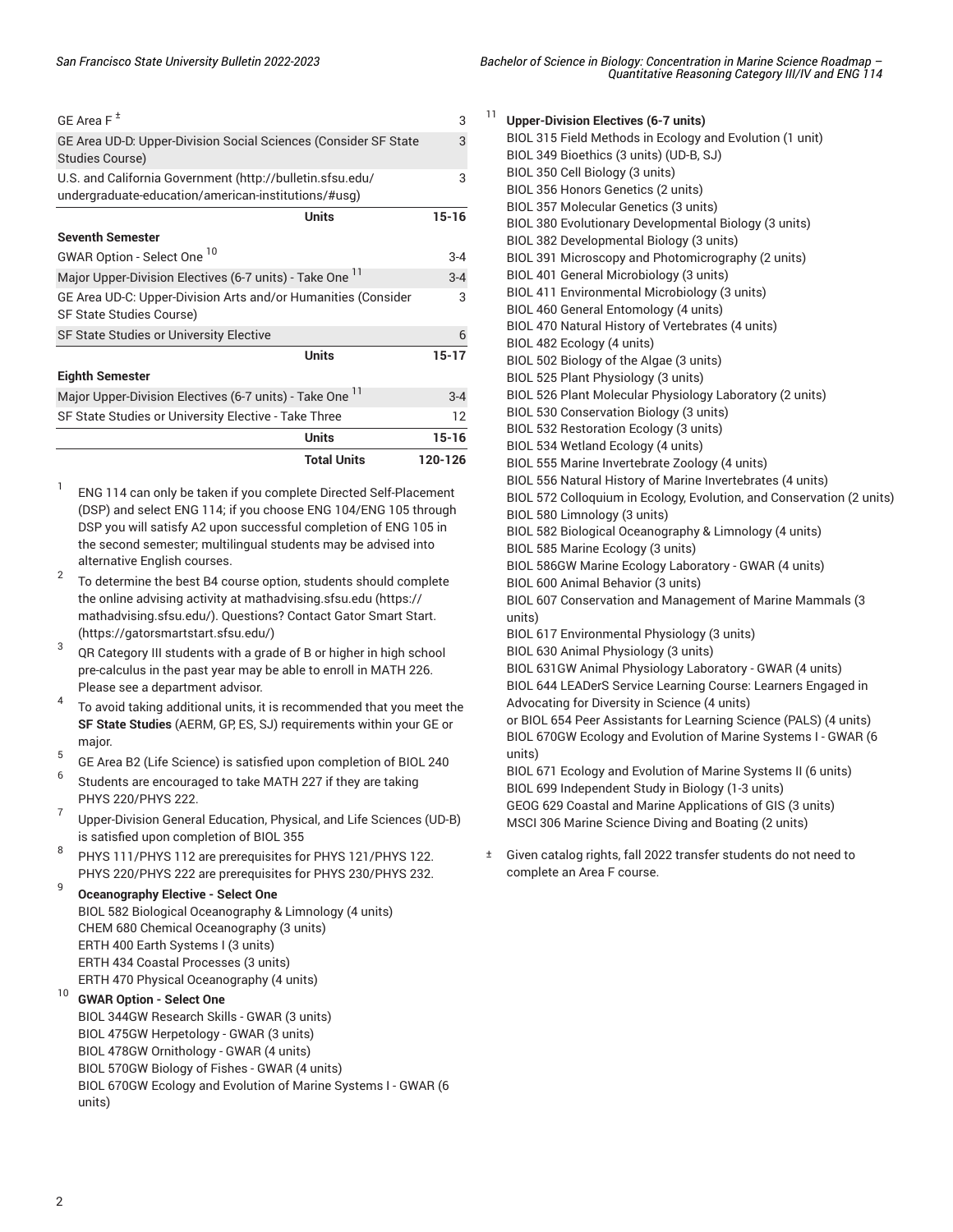| | |
|---|---|
| GE Area F [±] | 3 |
| GE Area UD-D: Upper-Division Social Sciences (Consider SF State Studies Course) | 3 |
| U.S. and California Government (http://bulletin.sfsu.edu/undergraduate-education/american-institutions/#usg) | 3 |
| **Units** | **15-16** |
| **Seventh Semester** | |
| GWAR Option - Select One [10] | 3-4 |
| Major Upper-Division Electives (6-7 units) - Take One [11] | 3-4 |
| GE Area UD-C: Upper-Division Arts and/or Humanities (Consider SF State Studies Course) | 3 |
| SF State Studies or University Elective | 6 |
| **Units** | **15-17** |
| **Eighth Semester** | |
| Major Upper-Division Electives (6-7 units) - Take One [11] | 3-4 |
| SF State Studies or University Elective - Take Three | 12 |
| **Units** | **15-16** |
| **Total Units** | **120-126** |

1. ENG 114 can only be taken if you complete Directed Self-Placement (DSP) and select ENG 114; if you choose ENG 104/ENG 105 through DSP you will satisfy A2 upon successful completion of ENG 105 in the second semester; multilingual students may be advised into alternative English courses.
2. To determine the best B4 course option, students should complete the online advising activity at mathadvising.sfsu.edu (https://mathadvising.sfsu.edu/). Questions? Contact Gator Smart Start. (https://gatorsmartstart.sfsu.edu/)
3. QR Category III students with a grade of B or higher in high school pre-calculus in the past year may be able to enroll in MATH 226. Please see a department advisor.
4. To avoid taking additional units, it is recommended that you meet the **SF State Studies** (AERM, GP, ES, SJ) requirements within your GE or major.
5. GE Area B2 (Life Science) is satisfied upon completion of BIOL 240
6. Students are encouraged to take MATH 227 if they are taking PHYS 220/PHYS 222.
7. Upper-Division General Education, Physical, and Life Sciences (UD-B) is satisfied upon completion of BIOL 355
8. PHYS 111/PHYS 112 are prerequisites for PHYS 121/PHYS 122. PHYS 220/PHYS 222 are prerequisites for PHYS 230/PHYS 232.
9. **Oceanography Elective - Select One**
   BIOL 582 Biological Oceanography & Limnology (4 units)
   CHEM 680 Chemical Oceanography (3 units)
   ERTH 400 Earth Systems I (3 units)
   ERTH 434 Coastal Processes (3 units)
   ERTH 470 Physical Oceanography (4 units)
10. **GWAR Option - Select One**
    BIOL 344GW Research Skills - GWAR (3 units)
    BIOL 475GW Herpetology - GWAR (3 units)
    BIOL 478GW Ornithology - GWAR (4 units)
    BIOL 570GW Biology of Fishes - GWAR (4 units)
    BIOL 670GW Ecology and Evolution of Marine Systems I - GWAR (6 units)
11. **Upper-Division Electives (6-7 units)**
    BIOL 315 Field Methods in Ecology and Evolution (1 unit)
    BIOL 349 Bioethics (3 units) (UD-B, SJ)
    BIOL 350 Cell Biology (3 units)
    BIOL 356 Honors Genetics (2 units)
    BIOL 357 Molecular Genetics (3 units)
    BIOL 380 Evolutionary Developmental Biology (3 units)
    BIOL 382 Developmental Biology (3 units)
    BIOL 391 Microscopy and Photomicrography (2 units)
    BIOL 401 General Microbiology (3 units)
    BIOL 411 Environmental Microbiology (3 units)
    BIOL 460 General Entomology (4 units)
    BIOL 470 Natural History of Vertebrates (4 units)
    BIOL 482 Ecology (4 units)
    BIOL 502 Biology of the Algae (3 units)
    BIOL 525 Plant Physiology (3 units)
    BIOL 526 Plant Molecular Physiology Laboratory (2 units)
    BIOL 530 Conservation Biology (3 units)
    BIOL 532 Restoration Ecology (3 units)
    BIOL 534 Wetland Ecology (4 units)
    BIOL 555 Marine Invertebrate Zoology (4 units)
    BIOL 556 Natural History of Marine Invertebrates (4 units)
    BIOL 572 Colloquium in Ecology, Evolution, and Conservation (2 units)
    BIOL 580 Limnology (3 units)
    BIOL 582 Biological Oceanography & Limnology (4 units)
    BIOL 585 Marine Ecology (3 units)
    BIOL 586GW Marine Ecology Laboratory - GWAR (4 units)
    BIOL 600 Animal Behavior (3 units)
    BIOL 607 Conservation and Management of Marine Mammals (3 units)
    BIOL 617 Environmental Physiology (3 units)
    BIOL 630 Animal Physiology (3 units)
    BIOL 631GW Animal Physiology Laboratory - GWAR (4 units)
    BIOL 644 LEADerS Service Learning Course: Learners Engaged in Advocating for Diversity in Science (4 units)
    or BIOL 654 Peer Assistants for Learning Science (PALS) (4 units)
    BIOL 670GW Ecology and Evolution of Marine Systems I - GWAR (6 units)
    BIOL 671 Ecology and Evolution of Marine Systems II (6 units)
    BIOL 699 Independent Study in Biology (1-3 units)
    GEOG 629 Coastal and Marine Applications of GIS (3 units)
    MSCI 306 Marine Science Diving and Boating (2 units)

± Given catalog rights, fall 2022 transfer students do not need to complete an Area F course.